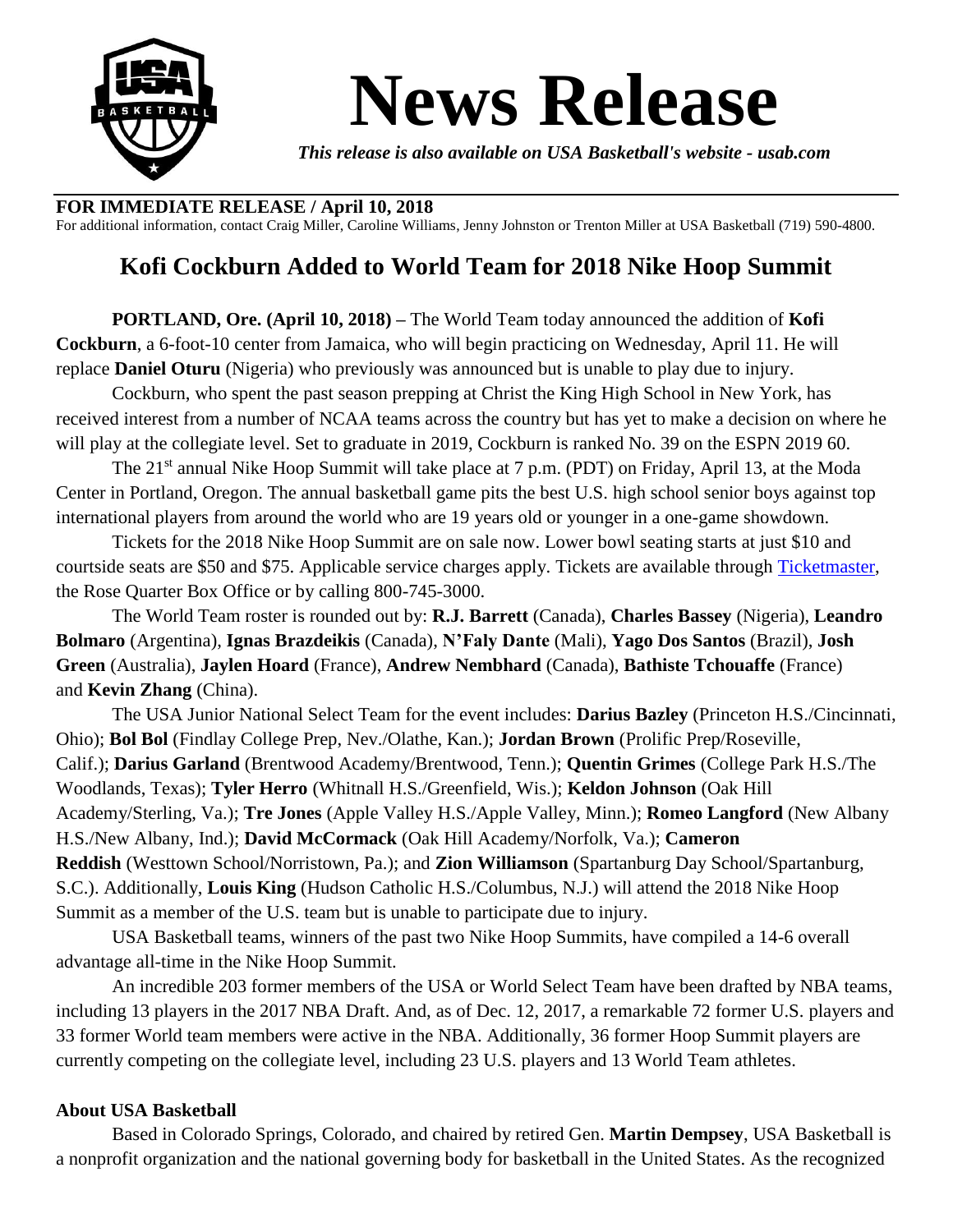# News Release

*This release is also available on USA Basketball's website - usab.com*

**FOR IMMEDIATE RELEASE / April 10, 2018**

For additional information, contact Craig Miller, Caroline Williams, Jenny Johnston or Trenton Miller at USA Basketball (719) 590-4800.

## Kofi Cockburn Added to World Team for 2018 Nike Hoop Summit

**PORTLAND, Ore. (April 10, 2018)** – The World Team today announced the addition of **Kofi Cockburn**, a 6-foot-10 center from Jamaica, who will begin practicing on Wednesday, April 11. He will replace **Daniel Oturu** (Nigeria) who previously was announced but is unable to play due to injury.

Cockburn, who spent the past season prepping at Christ the King High School in New York, has received interest from a number of NCAA teams across the country but has yet to make a decision on where he will play at the collegiate level. Set to graduate in 2019, Cockburn is ranked No. 39 on the ESPN 2019 60.

The 21st annual Nike Hoop Summit will take place at 7 p.m. (PDT) on Friday, April 13, at the Moda Center in Portland, Oregon. The annual basketball game pits the best U.S. high school senior boys against top international players from around the world who are 19 years old or younger in a one-game showdown.

Tickets for the 2018 Nike Hoop Summit are on sale now. Lower bowl seating starts at just $10 and courtside seats are $50 and $75. Applicable service charges apply. Tickets are available through Ticketmaster, the Rose Quarter Box Office or by calling 800-745-3000.

The World Team roster is rounded out by: **R.J. Barrett** (Canada), **Charles Bassey** (Nigeria), **Leandro Bolmaro** (Argentina), **Ignas Brazdeikis** (Canada), **N'Faly Dante** (Mali), **Yago Dos Santos** (Brazil), **Josh Green** (Australia), **Jaylen Hoard** (France), **Andrew Nembhard** (Canada), **Bathiste Tchouaffe** (France) and **Kevin Zhang** (China).

The USA Junior National Select Team for the event includes: **Darius Bazley** (Princeton H.S./Cincinnati, Ohio); **Bol Bol** (Findlay College Prep, Nev./Olathe, Kan.); **Jordan Brown** (Prolific Prep/Roseville, Calif.); **Darius Garland** (Brentwood Academy/Brentwood, Tenn.); **Quentin Grimes** (College Park H.S./The Woodlands, Texas); **Tyler Herro** (Whitnall H.S./Greenfield, Wis.); **Keldon Johnson** (Oak Hill Academy/Sterling, Va.); **Tre Jones** (Apple Valley H.S./Apple Valley, Minn.); **Romeo Langford** (New Albany H.S./New Albany, Ind.); **David McCormack** (Oak Hill Academy/Norfolk, Va.); **Cameron Reddish** (Westtown School/Norristown, Pa.); and **Zion Williamson** (Spartanburg Day School/Spartanburg, S.C.). Additionally, **Louis King** (Hudson Catholic H.S./Columbus, N.J.) will attend the 2018 Nike Hoop Summit as a member of the U.S. team but is unable to participate due to injury.

USA Basketball teams, winners of the past two Nike Hoop Summits, have compiled a 14-6 overall advantage all-time in the Nike Hoop Summit.

An incredible 203 former members of the USA or World Select Team have been drafted by NBA teams, including 13 players in the 2017 NBA Draft. And, as of Dec. 12, 2017, a remarkable 72 former U.S. players and 33 former World team members were active in the NBA. Additionally, 36 former Hoop Summit players are currently competing on the collegiate level, including 23 U.S. players and 13 World Team athletes.

### About USA Basketball

Based in Colorado Springs, Colorado, and chaired by retired Gen. **Martin Dempsey**, USA Basketball is a nonprofit organization and the national governing body for basketball in the United States. As the recognized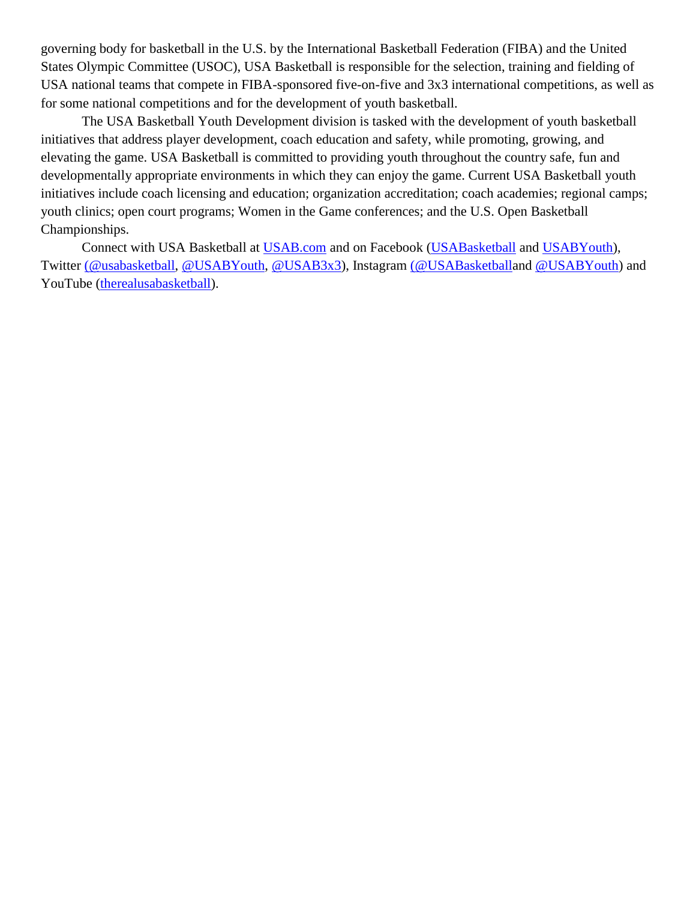governing body for basketball in the U.S. by the International Basketball Federation (FIBA) and the United States Olympic Committee (USOC), USA Basketball is responsible for the selection, training and fielding of USA national teams that compete in FIBA-sponsored five-on-five and 3x3 international competitions, as well as for some national competitions and for the development of youth basketball.

The USA Basketball Youth Development division is tasked with the development of youth basketball initiatives that address player development, coach education and safety, while promoting, growing, and elevating the game. USA Basketball is committed to providing youth throughout the country safe, fun and developmentally appropriate environments in which they can enjoy the game. Current USA Basketball youth initiatives include coach licensing and education; organization accreditation; coach academies; regional camps; youth clinics; open court programs; Women in the Game conferences; and the U.S. Open Basketball Championships.

Connect with USA Basketball at USAB.com and on Facebook (USABasketball and USABYouth), Twitter (@usabasketball, @USABYouth, @USAB3x3), Instagram (@USABasketballand @USABYouth) and YouTube (therealusabasketball).